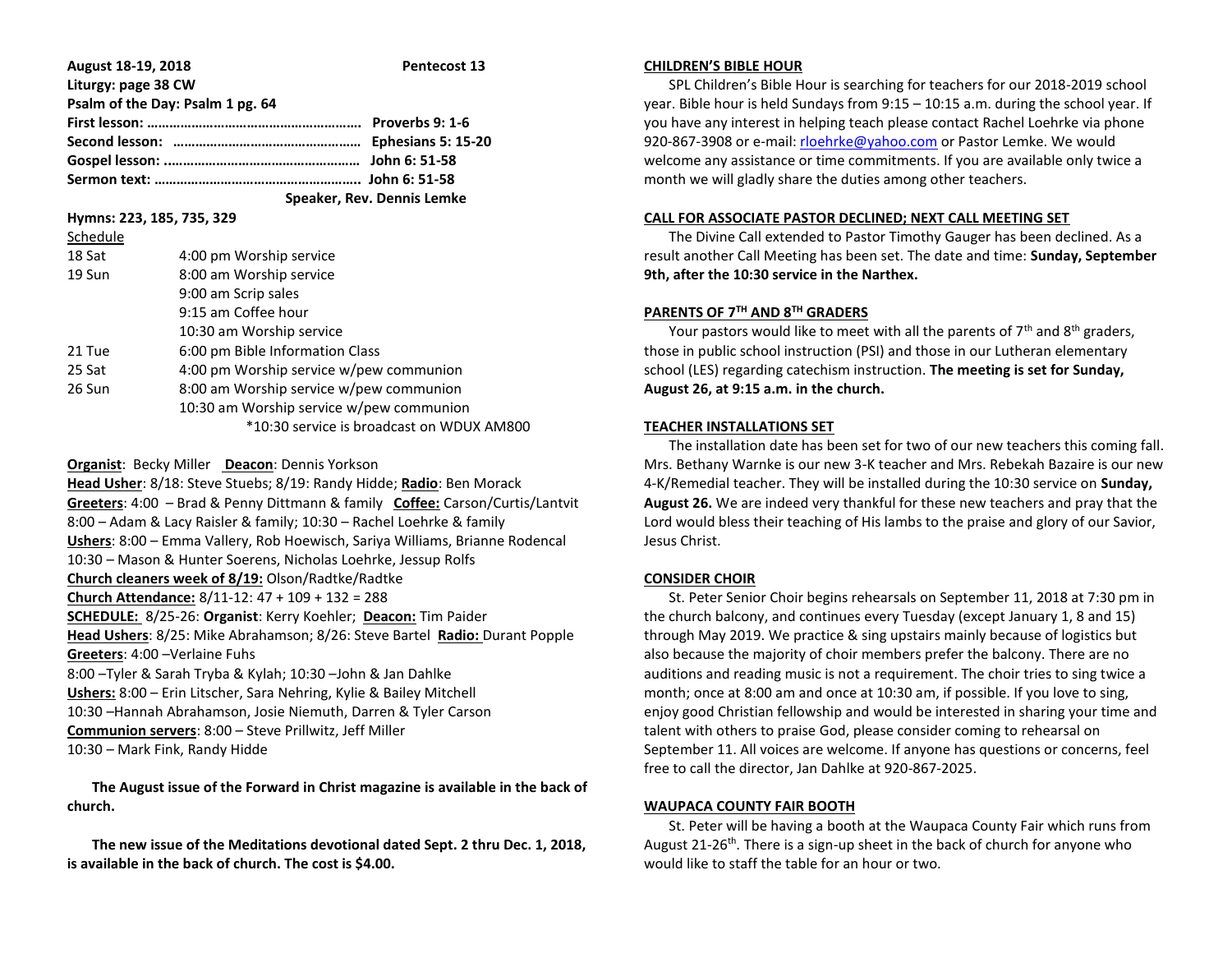**August 18-19, 2018 Pentecost 13**

**Liturgy: page 38 CW**

**Psalm of the Day: Psalm 1 pg. 64**

**First lesson: ………………………………………………… Proverbs 9: 1-6**

**Second lesson: …………………………………………… Ephesians 5: 15-20**

**Gospel lesson: ..…………………………………………… John 6: 51-58**

**Sermon text: ……………………………………………… John 6: 51-58**

**Speaker, Rev. Dennis Lemke**

**Hymns: 223, 185, 735, 329**

Schedule

| | |
|---|---|
| 18 Sat | 4:00 pm Worship service |
| 19 Sun | 8:00 am Worship service |
| | 9:00 am Scrip sales |
| | 9:15 am Coffee hour |
| | 10:30 am Worship service |
| 21 Tue | 6:00 pm Bible Information Class |
| 25 Sat | 4:00 pm Worship service w/pew communion |
| 26 Sun | 8:00 am Worship service w/pew communion |
| | 10:30 am Worship service w/pew communion |
| | *10:30 service is broadcast on WDUX AM800 |

**Organist**: Becky Miller **Deacon**: Dennis Yorkson

**Head Usher**: 8/18: Steve Stuebs; 8/19: Randy Hidde; **Radio**: Ben Morack

**Greeters**: 4:00 – Brad & Penny Dittmann & family **Coffee:** Carson/Curtis/Lantvit

8:00 – Adam & Lacy Raisler & family; 10:30 – Rachel Loehrke & family

**Ushers**: 8:00 – Emma Vallery, Rob Hoewisch, Sariya Williams, Brianne Rodencal

10:30 – Mason & Hunter Soerens, Nicholas Loehrke, Jessup Rolfs

**Church cleaners week of 8/19:** Olson/Radtke/Radtke

**Church Attendance:** 8/11-12: 47 + 109 + 132 = 288

**SCHEDULE:** 8/25-26: **Organist**: Kerry Koehler; **Deacon:** Tim Paider

**Head Ushers**: 8/25: Mike Abrahamson; 8/26: Steve Bartel **Radio:** Durant Popple

**Greeters**: 4:00 –Verlaine Fuhs

8:00 –Tyler & Sarah Tryba & Kylah; 10:30 –John & Jan Dahlke

**Ushers:** 8:00 – Erin Litscher, Sara Nehring, Kylie & Bailey Mitchell

10:30 –Hannah Abrahamson, Josie Niemuth, Darren & Tyler Carson

**Communion servers**: 8:00 – Steve Prillwitz, Jeff Miller

10:30 – Mark Fink, Randy Hidde

**The August issue of the Forward in Christ magazine is available in the back of church.**

**The new issue of the Meditations devotional dated Sept. 2 thru Dec. 1, 2018, is available in the back of church. The cost is $4.00.**

## CHILDREN'S BIBLE HOUR

SPL Children's Bible Hour is searching for teachers for our 2018-2019 school year. Bible hour is held Sundays from 9:15 – 10:15 a.m. during the school year. If you have any interest in helping teach please contact Rachel Loehrke via phone 920-867-3908 or e-mail: rloehrke@yahoo.com or Pastor Lemke. We would welcome any assistance or time commitments. If you are available only twice a month we will gladly share the duties among other teachers.

## CALL FOR ASSOCIATE PASTOR DECLINED; NEXT CALL MEETING SET

The Divine Call extended to Pastor Timothy Gauger has been declined. As a result another Call Meeting has been set. The date and time: **Sunday, September 9th, after the 10:30 service in the Narthex.**

## PARENTS OF 7TH AND 8TH GRADERS

Your pastors would like to meet with all the parents of 7th and 8th graders, those in public school instruction (PSI) and those in our Lutheran elementary school (LES) regarding catechism instruction. **The meeting is set for Sunday, August 26, at 9:15 a.m. in the church.**

## TEACHER INSTALLATIONS SET

The installation date has been set for two of our new teachers this coming fall. Mrs. Bethany Warnke is our new 3-K teacher and Mrs. Rebekah Bazaire is our new 4-K/Remedial teacher. They will be installed during the 10:30 service on **Sunday, August 26.** We are indeed very thankful for these new teachers and pray that the Lord would bless their teaching of His lambs to the praise and glory of our Savior, Jesus Christ.

## CONSIDER CHOIR

St. Peter Senior Choir begins rehearsals on September 11, 2018 at 7:30 pm in the church balcony, and continues every Tuesday (except January 1, 8 and 15) through May 2019. We practice & sing upstairs mainly because of logistics but also because the majority of choir members prefer the balcony. There are no auditions and reading music is not a requirement. The choir tries to sing twice a month; once at 8:00 am and once at 10:30 am, if possible. If you love to sing, enjoy good Christian fellowship and would be interested in sharing your time and talent with others to praise God, please consider coming to rehearsal on September 11. All voices are welcome. If anyone has questions or concerns, feel free to call the director, Jan Dahlke at 920-867-2025.

## WAUPACA COUNTY FAIR BOOTH

St. Peter will be having a booth at the Waupaca County Fair which runs from August 21-26th. There is a sign-up sheet in the back of church for anyone who would like to staff the table for an hour or two.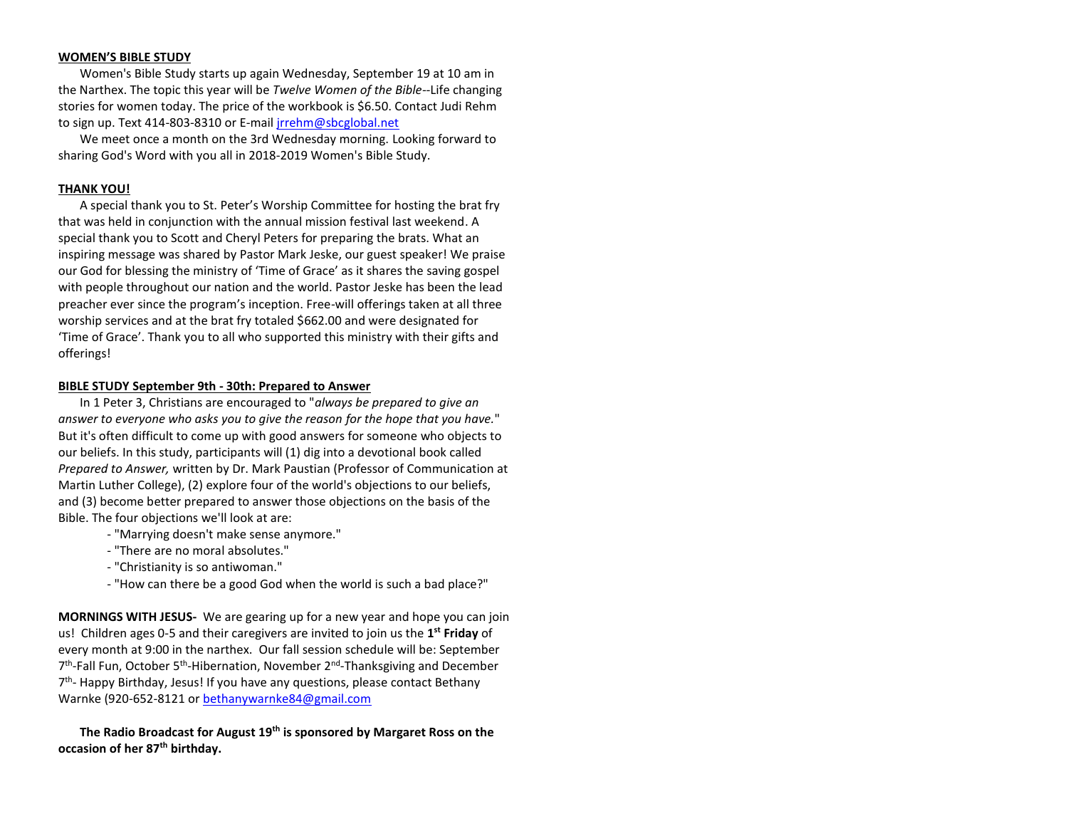**WOMEN'S BIBLE STUDY**

Women's Bible Study starts up again Wednesday, September 19 at 10 am in the Narthex. The topic this year will be *Twelve Women of the Bible*--Life changing stories for women today. The price of the workbook is $6.50. Contact Judi Rehm to sign up. Text 414-803-8310 or E-mail jrrehm@sbcglobal.net

We meet once a month on the 3rd Wednesday morning. Looking forward to sharing God's Word with you all in 2018-2019 Women's Bible Study.

**THANK YOU!**

A special thank you to St. Peter's Worship Committee for hosting the brat fry that was held in conjunction with the annual mission festival last weekend. A special thank you to Scott and Cheryl Peters for preparing the brats. What an inspiring message was shared by Pastor Mark Jeske, our guest speaker! We praise our God for blessing the ministry of 'Time of Grace' as it shares the saving gospel with people throughout our nation and the world. Pastor Jeske has been the lead preacher ever since the program's inception. Free-will offerings taken at all three worship services and at the brat fry totaled $662.00 and were designated for 'Time of Grace'. Thank you to all who supported this ministry with their gifts and offerings!

**BIBLE STUDY September 9th - 30th: Prepared to Answer**

In 1 Peter 3, Christians are encouraged to "*always be prepared to give an answer to everyone who asks you to give the reason for the hope that you have.*" But it's often difficult to come up with good answers for someone who objects to our beliefs. In this study, participants will (1) dig into a devotional book called *Prepared to Answer,* written by Dr. Mark Paustian (Professor of Communication at Martin Luther College), (2) explore four of the world's objections to our beliefs, and (3) become better prepared to answer those objections on the basis of the Bible. The four objections we'll look at are:

- "Marrying doesn't make sense anymore."
- "There are no moral absolutes."
- "Christianity is so antiwoman."
- "How can there be a good God when the world is such a bad place?"

**MORNINGS WITH JESUS-** We are gearing up for a new year and hope you can join us! Children ages 0-5 and their caregivers are invited to join us the **1st Friday** of every month at 9:00 in the narthex. Our fall session schedule will be: September 7th-Fall Fun, October 5th-Hibernation, November 2nd-Thanksgiving and December 7th- Happy Birthday, Jesus! If you have any questions, please contact Bethany Warnke (920-652-8121 or bethanywarnke84@gmail.com

**The Radio Broadcast for August 19th is sponsored by Margaret Ross on the occasion of her 87th birthday.**